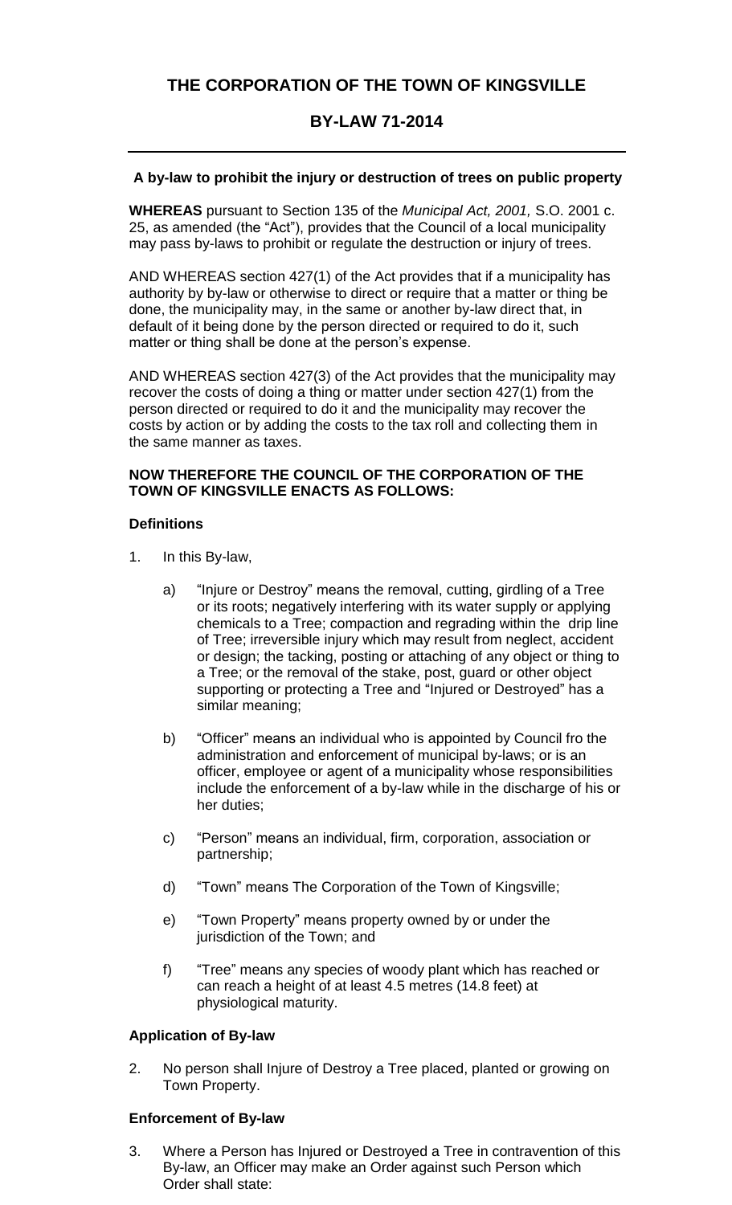# THE CORPORATION OF THE TOWN OF KINGSVILLE

## BY-LAW 71-2014

---

**A by-law to prohibit the injury or destruction of trees on public property**

**WHEREAS** pursuant to Section 135 of the *Municipal Act, 2001,* S.O. 2001 c. 25, as amended (the "Act"), provides that the Council of a local municipality may pass by-laws to prohibit or regulate the destruction or injury of trees.

AND WHEREAS section 427(1) of the Act provides that if a municipality has authority by by-law or otherwise to direct or require that a matter or thing be done, the municipality may, in the same or another by-law direct that, in default of it being done by the person directed or required to do it, such matter or thing shall be done at the person's expense.

AND WHEREAS section 427(3) of the Act provides that the municipality may recover the costs of doing a thing or matter under section 427(1) from the person directed or required to do it and the municipality may recover the costs by action or by adding the costs to the tax roll and collecting them in the same manner as taxes.

**NOW THEREFORE THE COUNCIL OF THE CORPORATION OF THE TOWN OF KINGSVILLE ENACTS AS FOLLOWS:**

**Definitions**

1. In this By-law,

    a) "Injure or Destroy" means the removal, cutting, girdling of a Tree or its roots; negatively interfering with its water supply or applying chemicals to a Tree; compaction and regrading within the drip line of Tree; irreversible injury which may result from neglect, accident or design; the tacking, posting or attaching of any object or thing to a Tree; or the removal of the stake, post, guard or other object supporting or protecting a Tree and "Injured or Destroyed" has a similar meaning;

    b) "Officer" means an individual who is appointed by Council fro the administration and enforcement of municipal by-laws; or is an officer, employee or agent of a municipality whose responsibilities include the enforcement of a by-law while in the discharge of his or her duties;

    c) "Person" means an individual, firm, corporation, association or partnership;

    d) "Town" means The Corporation of the Town of Kingsville;

    e) "Town Property" means property owned by or under the jurisdiction of the Town; and

    f) "Tree" means any species of woody plant which has reached or can reach a height of at least 4.5 metres (14.8 feet) at physiological maturity.

**Application of By-law**

2. No person shall Injure of Destroy a Tree placed, planted or growing on Town Property.

**Enforcement of By-law**

3. Where a Person has Injured or Destroyed a Tree in contravention of this By-law, an Officer may make an Order against such Person which Order shall state: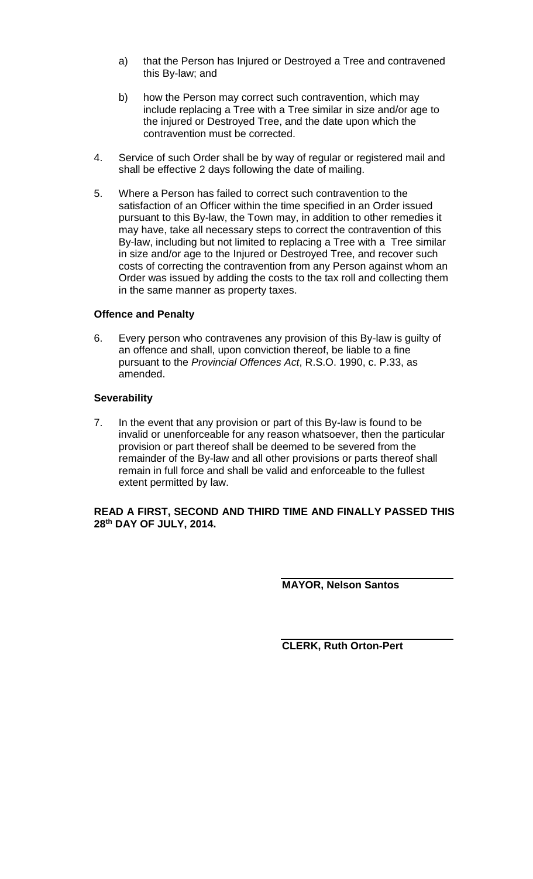a) that the Person has Injured or Destroyed a Tree and contravened this By-law; and

b) how the Person may correct such contravention, which may include replacing a Tree with a Tree similar in size and/or age to the injured or Destroyed Tree, and the date upon which the contravention must be corrected.

4. Service of such Order shall be by way of regular or registered mail and shall be effective 2 days following the date of mailing.

5. Where a Person has failed to correct such contravention to the satisfaction of an Officer within the time specified in an Order issued pursuant to this By-law, the Town may, in addition to other remedies it may have, take all necessary steps to correct the contravention of this By-law, including but not limited to replacing a Tree with a Tree similar in size and/or age to the Injured or Destroyed Tree, and recover such costs of correcting the contravention from any Person against whom an Order was issued by adding the costs to the tax roll and collecting them in the same manner as property taxes.

**Offence and Penalty**

6. Every person who contravenes any provision of this By-law is guilty of an offence and shall, upon conviction thereof, be liable to a fine pursuant to the *Provincial Offences Act*, R.S.O. 1990, c. P.33, as amended.

**Severability**

7. In the event that any provision or part of this By-law is found to be invalid or unenforceable for any reason whatsoever, then the particular provision or part thereof shall be deemed to be severed from the remainder of the By-law and all other provisions or parts thereof shall remain in full force and shall be valid and enforceable to the fullest extent permitted by law.

**READ A FIRST, SECOND AND THIRD TIME AND FINALLY PASSED THIS 28th DAY OF JULY, 2014.**

**MAYOR, Nelson Santos**

**CLERK, Ruth Orton-Pert**